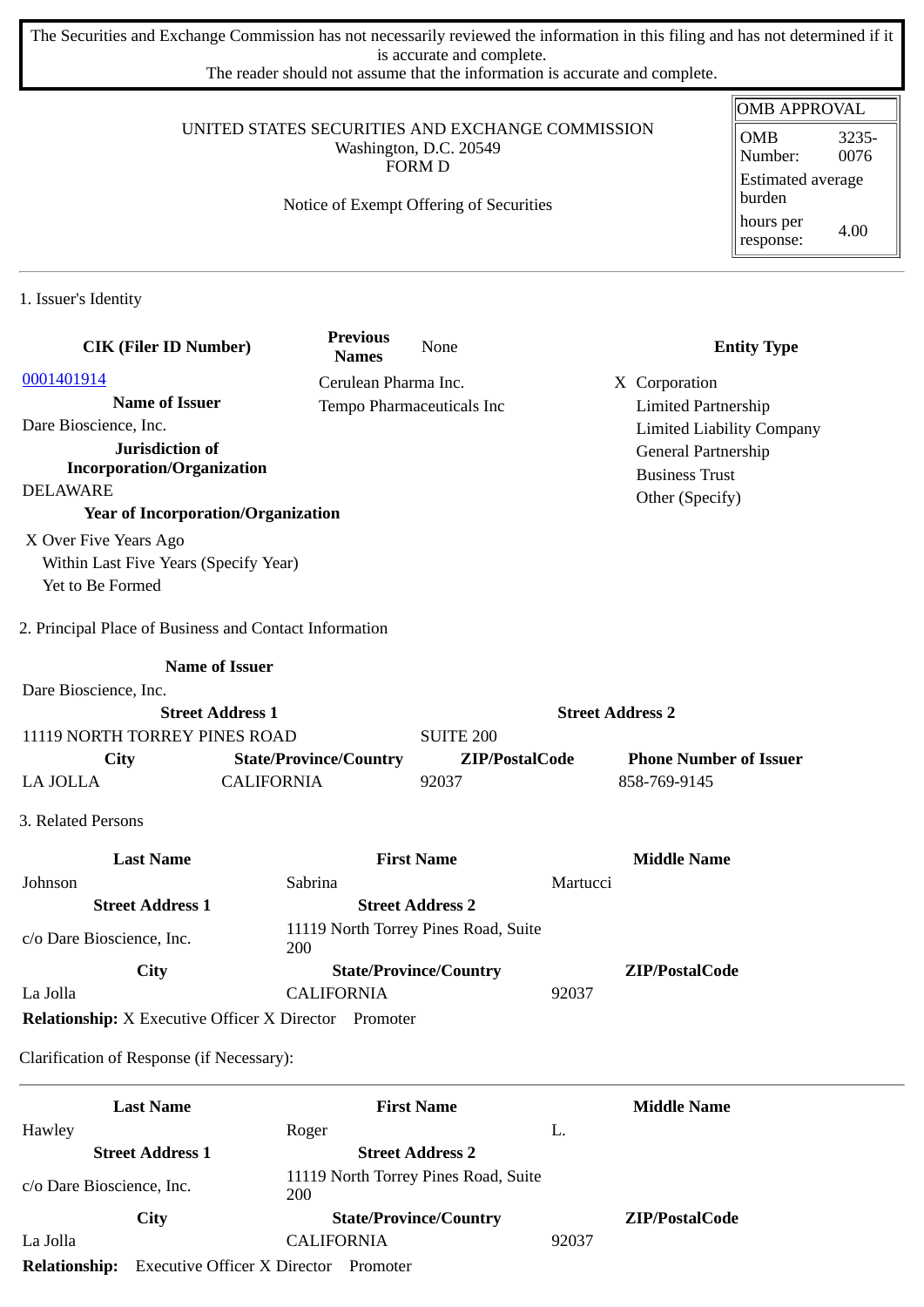The Securities and Exchange Commission has not necessarily reviewed the information in this filing and has not determined if it is accurate and complete.
The reader should not assume that the information is accurate and complete.

UNITED STATES SECURITIES AND EXCHANGE COMMISSION
Washington, D.C. 20549
FORM D

Notice of Exempt Offering of Securities

| OMB APPROVAL | |
|---|---|
| OMB Number: | 3235-0076 |
| Estimated average burden | |
| hours per response: | 4.00 |

1. Issuer's Identity

| CIK (Filer ID Number) | Previous Names | Entity Type |
|---|---|---|
| 0001401914 | Cerulean Pharma Inc. | X Corporation |
| **Name of Issuer** | Tempo Pharmaceuticals Inc | Limited Partnership |
| Dare Bioscience, Inc. | | Limited Liability Company |
| **Jurisdiction of Incorporation/Organization** | | General Partnership |
| DELAWARE | | Business Trust |
| | | Other (Specify) |

Previous Names: None

**Year of Incorporation/Organization**

X Over Five Years Ago
Within Last Five Years (Specify Year)
Yet to Be Formed

2. Principal Place of Business and Contact Information

**Name of Issuer**
Dare Bioscience, Inc.

| Street Address 1 | | Street Address 2 | |
|---|---|---|---|
| 11119 NORTH TORREY PINES ROAD | | SUITE 200 | |
| **City** | **State/Province/Country** | **ZIP/PostalCode** | **Phone Number of Issuer** |
| LA JOLLA | CALIFORNIA | 92037 | 858-769-9145 |

3. Related Persons

| Last Name | First Name | Middle Name |
|---|---|---|
| Johnson | Sabrina | Martucci |
| **Street Address 1** | **Street Address 2** | |
| c/o Dare Bioscience, Inc. | 11119 North Torrey Pines Road, Suite 200 | |
| **City** | **State/Province/Country** | **ZIP/PostalCode** |
| La Jolla | CALIFORNIA | 92037 |

**Relationship:** X Executive Officer X Director Promoter

Clarification of Response (if Necessary):

| Last Name | First Name | Middle Name |
|---|---|---|
| Hawley | Roger | L. |
| **Street Address 1** | **Street Address 2** | |
| c/o Dare Bioscience, Inc. | 11119 North Torrey Pines Road, Suite 200 | |
| **City** | **State/Province/Country** | **ZIP/PostalCode** |
| La Jolla | CALIFORNIA | 92037 |

**Relationship:** Executive Officer X Director Promoter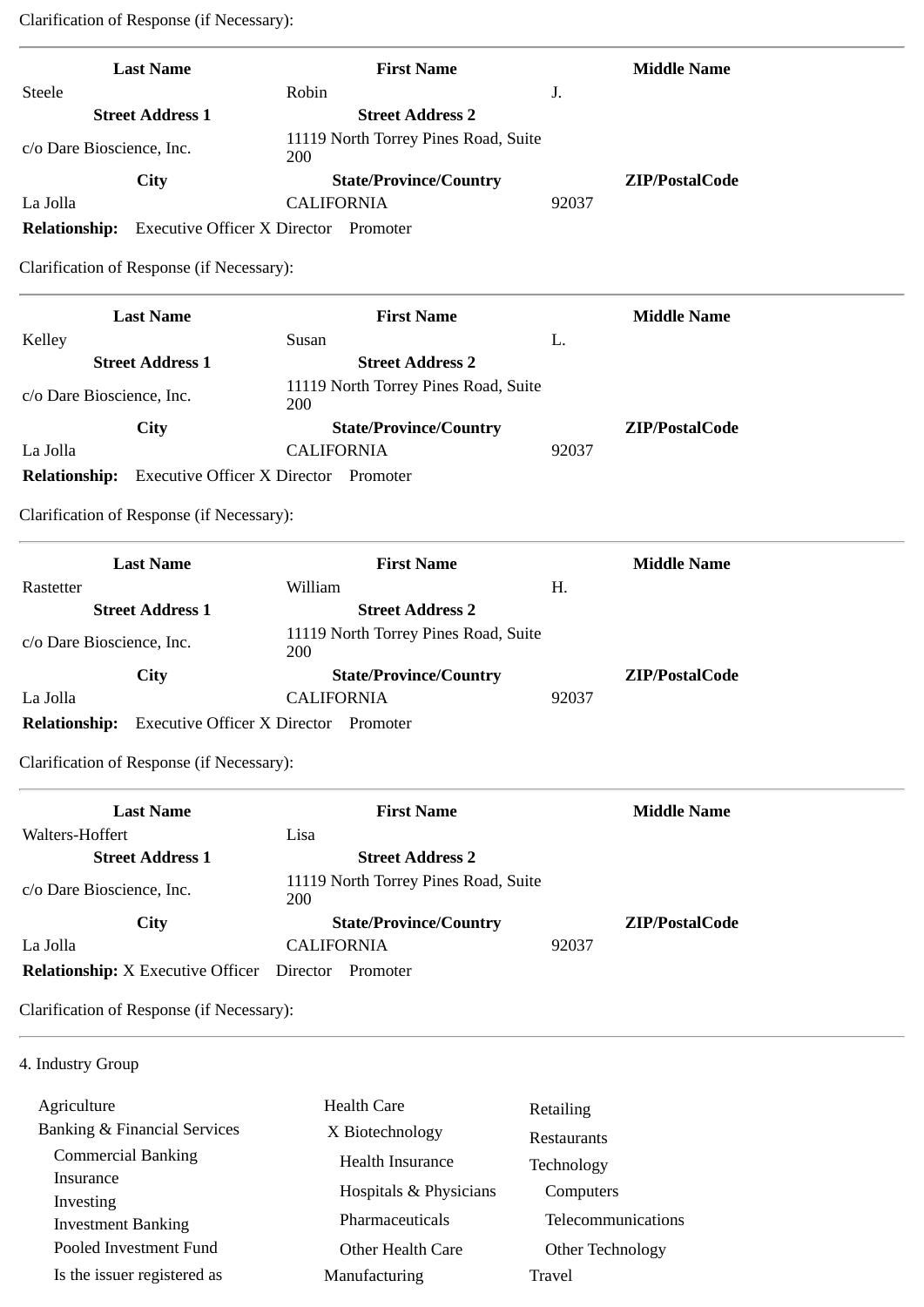Clarification of Response (if Necessary):

---

| Last Name | First Name | Middle Name |
|---|---|---|
| Steele | Robin | J. |
| **Street Address 1** | **Street Address 2** | |
| c/o Dare Bioscience, Inc. | 11119 North Torrey Pines Road, Suite 200 | |
| **City** | **State/Province/Country** | **ZIP/PostalCode** |
| La Jolla | CALIFORNIA | 92037 |

**Relationship:** Executive Officer X Director Promoter

Clarification of Response (if Necessary):

---

| Last Name | First Name | Middle Name |
|---|---|---|
| Kelley | Susan | L. |
| **Street Address 1** | **Street Address 2** | |
| c/o Dare Bioscience, Inc. | 11119 North Torrey Pines Road, Suite 200 | |
| **City** | **State/Province/Country** | **ZIP/PostalCode** |
| La Jolla | CALIFORNIA | 92037 |

**Relationship:** Executive Officer X Director Promoter

Clarification of Response (if Necessary):

---

| Last Name | First Name | Middle Name |
|---|---|---|
| Rastetter | William | H. |
| **Street Address 1** | **Street Address 2** | |
| c/o Dare Bioscience, Inc. | 11119 North Torrey Pines Road, Suite 200 | |
| **City** | **State/Province/Country** | **ZIP/PostalCode** |
| La Jolla | CALIFORNIA | 92037 |

**Relationship:** Executive Officer X Director Promoter

Clarification of Response (if Necessary):

---

| Last Name | First Name | Middle Name |
|---|---|---|
| Walters-Hoffert | Lisa | |
| **Street Address 1** | **Street Address 2** | |
| c/o Dare Bioscience, Inc. | 11119 North Torrey Pines Road, Suite 200 | |
| **City** | **State/Province/Country** | **ZIP/PostalCode** |
| La Jolla | CALIFORNIA | 92037 |

**Relationship:** X Executive Officer Director Promoter

Clarification of Response (if Necessary):

---

4. Industry Group

| | | |
|---|---|---|
| Agriculture | Health Care | Retailing |
| Banking & Financial Services | X Biotechnology | Restaurants |
| Commercial Banking | Health Insurance | Technology |
| Insurance | Hospitals & Physicians | Computers |
| Investing | Pharmaceuticals | Telecommunications |
| Investment Banking | Other Health Care | Other Technology |
| Pooled Investment Fund | Manufacturing | Travel |
| Is the issuer registered as | | |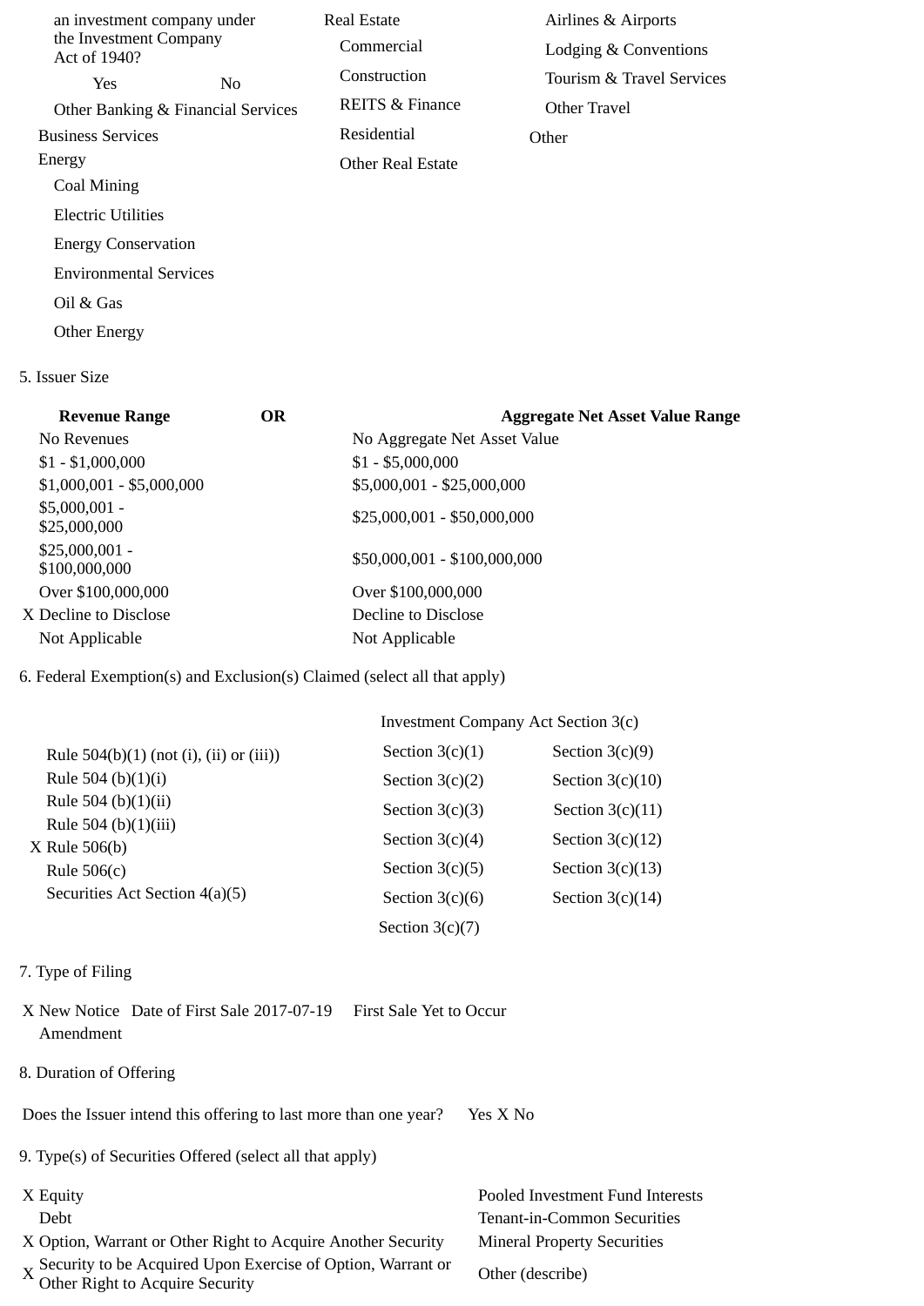an investment company under the Investment Company Act of 1940?

Yes No

Other Banking & Financial Services

Business Services

Energy

- Coal Mining
- Electric Utilities
- Energy Conservation
- Environmental Services
- Oil & Gas
- Other Energy

Real Estate

- Commercial
- Construction
- REITS & Finance
- Residential
- Other Real Estate

- Airlines & Airports
- Lodging & Conventions
- Tourism & Travel Services
- Other Travel

Other

5. Issuer Size

| Revenue Range | OR | Aggregate Net Asset Value Range |
|---|---|---|
| No Revenues | | No Aggregate Net Asset Value |
| $1 - $1,000,000 | | $1 - $5,000,000 |
| $1,000,001 - $5,000,000 | | $5,000,001 - $25,000,000 |
| $5,000,001 - $25,000,000 | | $25,000,001 - $50,000,000 |
| $25,000,001 - $100,000,000 | | $50,000,001 - $100,000,000 |
| Over $100,000,000 | | Over $100,000,000 |
| X Decline to Disclose | | Decline to Disclose |
| Not Applicable | | Not Applicable |

6. Federal Exemption(s) and Exclusion(s) Claimed (select all that apply)

- Rule 504(b)(1) (not (i), (ii) or (iii))
- Rule 504 (b)(1)(i)
- Rule 504 (b)(1)(ii)
- Rule 504 (b)(1)(iii)
- X Rule 506(b)
- Rule 506(c)
- Securities Act Section 4(a)(5)

Investment Company Act Section 3(c)

| | |
|---|---|
| Section 3(c)(1) | Section 3(c)(9) |
| Section 3(c)(2) | Section 3(c)(10) |
| Section 3(c)(3) | Section 3(c)(11) |
| Section 3(c)(4) | Section 3(c)(12) |
| Section 3(c)(5) | Section 3(c)(13) |
| Section 3(c)(6) | Section 3(c)(14) |
| Section 3(c)(7) | |

7. Type of Filing

X New Notice Date of First Sale 2017-07-19 First Sale Yet to Occur

Amendment

8. Duration of Offering

Does the Issuer intend this offering to last more than one year? Yes X No

9. Type(s) of Securities Offered (select all that apply)

- X Equity
- Debt
- X Option, Warrant or Other Right to Acquire Another Security
- X Security to be Acquired Upon Exercise of Option, Warrant or Other Right to Acquire Security
- Pooled Investment Fund Interests
- Tenant-in-Common Securities
- Mineral Property Securities
- Other (describe)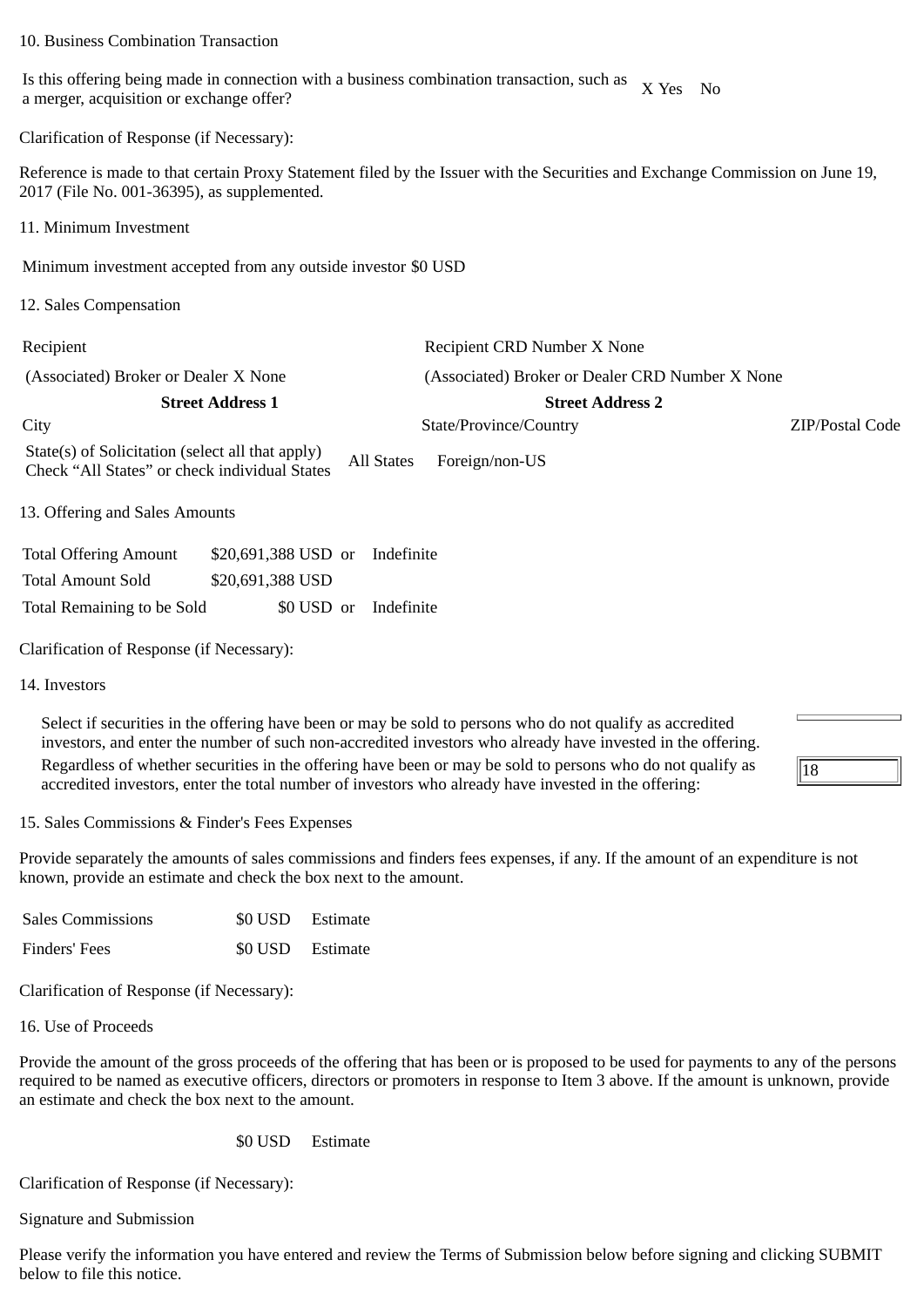## 10. Business Combination Transaction

| | |
|---|---|
| Is this offering being made in connection with a business combination transaction, such as a merger, acquisition or exchange offer? | X Yes No |

Clarification of Response (if Necessary):

Reference is made to that certain Proxy Statement filed by the Issuer with the Securities and Exchange Commission on June 19, 2017 (File No. 001-36395), as supplemented.

## 11. Minimum Investment

Minimum investment accepted from any outside investor $0 USD

## 12. Sales Compensation

| | | |
|---|---|---|
| Recipient | Recipient CRD Number X None | |
| (Associated) Broker or Dealer X None | (Associated) Broker or Dealer CRD Number X None | |
| **Street Address 1** | **Street Address 2** | |
| City | State/Province/Country | ZIP/Postal Code |
| State(s) of Solicitation (select all that apply) Check "All States" or check individual States | All States Foreign/non-US | |

## 13. Offering and Sales Amounts

| | | | |
|---|---|---|---|
| Total Offering Amount | $20,691,388 USD | or | Indefinite |
| Total Amount Sold | $20,691,388 USD | | |
| Total Remaining to be Sold | $0 USD | or | Indefinite |

Clarification of Response (if Necessary):

## 14. Investors

| | |
|---|---|
| Select if securities in the offering have been or may be sold to persons who do not qualify as accredited investors, and enter the number of such non-accredited investors who already have invested in the offering. | |
| Regardless of whether securities in the offering have been or may be sold to persons who do not qualify as accredited investors, enter the total number of investors who already have invested in the offering: | 18 |

## 15. Sales Commissions & Finder's Fees Expenses

Provide separately the amounts of sales commissions and finders fees expenses, if any. If the amount of an expenditure is not known, provide an estimate and check the box next to the amount.

| | | |
|---|---|---|
| Sales Commissions | $0 USD | Estimate |
| Finders' Fees | $0 USD | Estimate |

Clarification of Response (if Necessary):

## 16. Use of Proceeds

Provide the amount of the gross proceeds of the offering that has been or is proposed to be used for payments to any of the persons required to be named as executive officers, directors or promoters in response to Item 3 above. If the amount is unknown, provide an estimate and check the box next to the amount.

$0 USD Estimate

Clarification of Response (if Necessary):

## Signature and Submission

Please verify the information you have entered and review the Terms of Submission below before signing and clicking SUBMIT below to file this notice.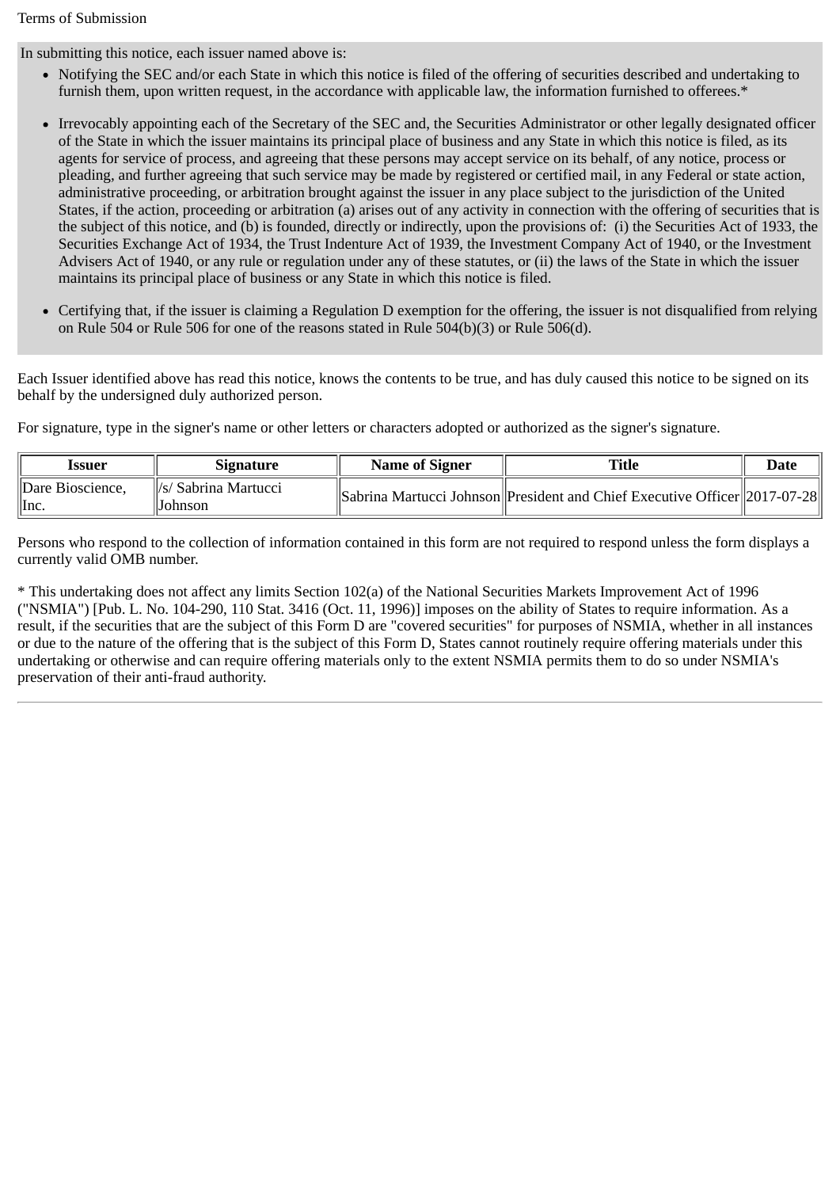Terms of Submission

In submitting this notice, each issuer named above is:

- Notifying the SEC and/or each State in which this notice is filed of the offering of securities described and undertaking to furnish them, upon written request, in the accordance with applicable law, the information furnished to offerees.*
- Irrevocably appointing each of the Secretary of the SEC and, the Securities Administrator or other legally designated officer of the State in which the issuer maintains its principal place of business and any State in which this notice is filed, as its agents for service of process, and agreeing that these persons may accept service on its behalf, of any notice, process or pleading, and further agreeing that such service may be made by registered or certified mail, in any Federal or state action, administrative proceeding, or arbitration brought against the issuer in any place subject to the jurisdiction of the United States, if the action, proceeding or arbitration (a) arises out of any activity in connection with the offering of securities that is the subject of this notice, and (b) is founded, directly or indirectly, upon the provisions of: (i) the Securities Act of 1933, the Securities Exchange Act of 1934, the Trust Indenture Act of 1939, the Investment Company Act of 1940, or the Investment Advisers Act of 1940, or any rule or regulation under any of these statutes, or (ii) the laws of the State in which the issuer maintains its principal place of business or any State in which this notice is filed.
- Certifying that, if the issuer is claiming a Regulation D exemption for the offering, the issuer is not disqualified from relying on Rule 504 or Rule 506 for one of the reasons stated in Rule 504(b)(3) or Rule 506(d).

Each Issuer identified above has read this notice, knows the contents to be true, and has duly caused this notice to be signed on its behalf by the undersigned duly authorized person.

For signature, type in the signer's name or other letters or characters adopted or authorized as the signer's signature.

| Issuer | Signature | Name of Signer | Title | Date |
|---|---|---|---|---|
| Dare Bioscience, Inc. | /s/ Sabrina Martucci Johnson | Sabrina Martucci Johnson | President and Chief Executive Officer | 2017-07-28 |

Persons who respond to the collection of information contained in this form are not required to respond unless the form displays a currently valid OMB number.

* This undertaking does not affect any limits Section 102(a) of the National Securities Markets Improvement Act of 1996 ("NSMIA") [Pub. L. No. 104-290, 110 Stat. 3416 (Oct. 11, 1996)] imposes on the ability of States to require information. As a result, if the securities that are the subject of this Form D are "covered securities" for purposes of NSMIA, whether in all instances or due to the nature of the offering that is the subject of this Form D, States cannot routinely require offering materials under this undertaking or otherwise and can require offering materials only to the extent NSMIA permits them to do so under NSMIA's preservation of their anti-fraud authority.